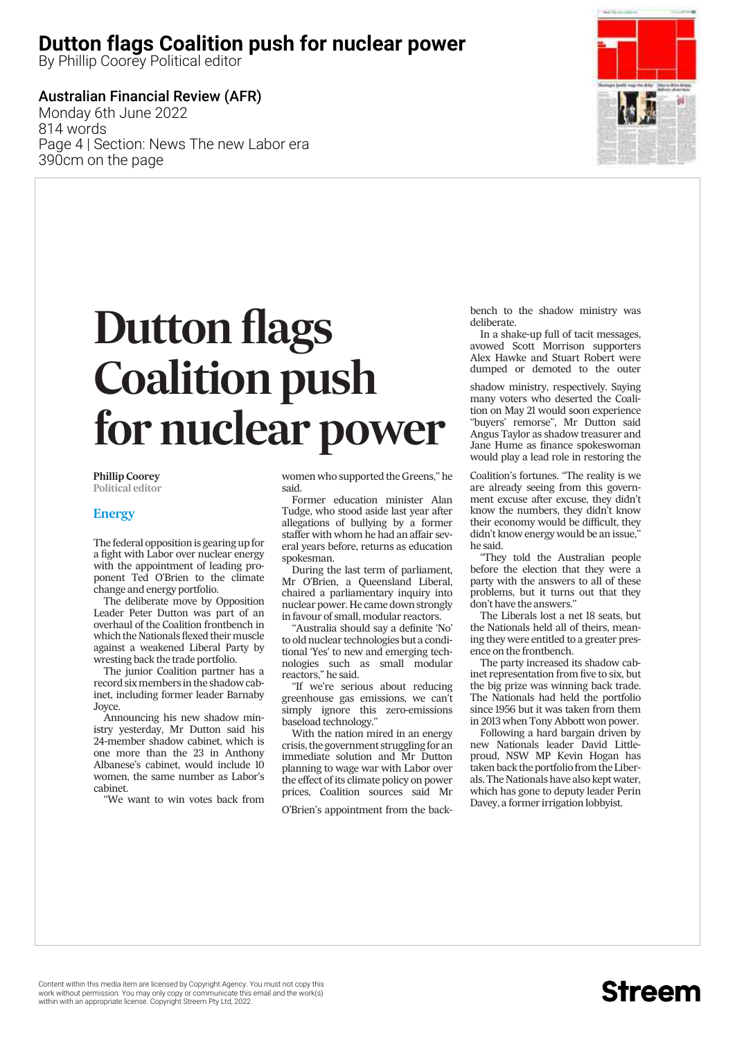# Dutton flags Coalition push for nuclear power

By Phillip Coorey Political editor

**Australian Financial Review (AFR)**
Monday 6th June 2022
814 words
Page 4 | Section: News The new Labor era
390cm on the page

# Dutton flags Coalition push for nuclear power

**Phillip Coorey**
Political editor

**Energy**

The federal opposition is gearing up for a fight with Labor over nuclear energy with the appointment of leading proponent Ted O'Brien to the climate change and energy portfolio.

The deliberate move by Opposition Leader Peter Dutton was part of an overhaul of the Coalition frontbench in which the Nationals flexed their muscle against a weakened Liberal Party by wresting back the trade portfolio.

The junior Coalition partner has a record six members in the shadow cabinet, including former leader Barnaby Joyce.

Announcing his new shadow ministry yesterday, Mr Dutton said his 24-member shadow cabinet, which is one more than the 23 in Anthony Albanese's cabinet, would include 10 women, the same number as Labor's cabinet.

"We want to win votes back from women who supported the Greens," he said.

Former education minister Alan Tudge, who stood aside last year after allegations of bullying by a former staffer with whom he had an affair several years before, returns as education spokesman.

During the last term of parliament, Mr O'Brien, a Queensland Liberal, chaired a parliamentary inquiry into nuclear power. He came down strongly in favour of small, modular reactors.

"Australia should say a definite 'No' to old nuclear technologies but a conditional 'Yes' to new and emerging technologies such as small modular reactors," he said.

"If we're serious about reducing greenhouse gas emissions, we can't simply ignore this zero-emissions baseload technology."

With the nation mired in an energy crisis, the government struggling for an immediate solution and Mr Dutton planning to wage war with Labor over the effect of its climate policy on power prices, Coalition sources said Mr O'Brien's appointment from the backbench to the shadow ministry was deliberate.

In a shake-up full of tacit messages, avowed Scott Morrison supporters Alex Hawke and Stuart Robert were dumped or demoted to the outer shadow ministry, respectively. Saying many voters who deserted the Coalition on May 21 would soon experience "buyers' remorse", Mr Dutton said Angus Taylor as shadow treasurer and Jane Hume as finance spokeswoman would play a lead role in restoring the Coalition's fortunes. "The reality is we are already seeing from this government excuse after excuse, they didn't know the numbers, they didn't know their economy would be difficult, they didn't know energy would be an issue," he said.

"They told the Australian people before the election that they were a party with the answers to all of these problems, but it turns out that they don't have the answers."

The Liberals lost a net 18 seats, but the Nationals held all of theirs, meaning they were entitled to a greater presence on the frontbench.

The party increased its shadow cabinet representation from five to six, but the big prize was winning back trade. The Nationals had held the portfolio since 1956 but it was taken from them in 2013 when Tony Abbott won power.

Following a hard bargain driven by new Nationals leader David Littleproud, NSW MP Kevin Hogan has taken back the portfolio from the Liberals. The Nationals have also kept water, which has gone to deputy leader Perin Davey, a former irrigation lobbyist.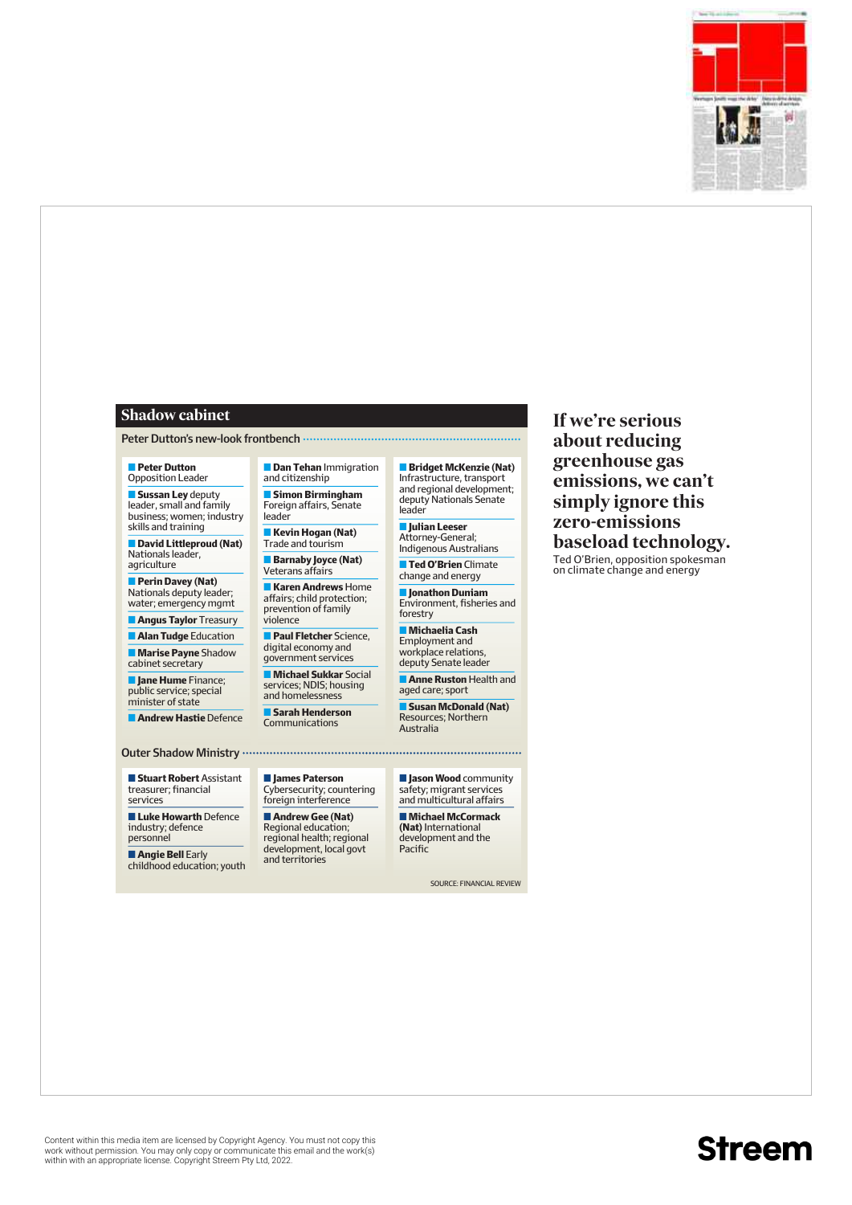## Shadow cabinet

### Peter Dutton's new-look frontbench

**Peter Dutton** Opposition Leader

**Sussan Ley** deputy leader, small and family business; women; industry skills and training

**David Littleproud (Nat)** Nationals leader, agriculture

**Perin Davey (Nat)** Nationals deputy leader; water; emergency mgmt

**Angus Taylor** Treasury

**Alan Tudge** Education

**Marise Payne** Shadow cabinet secretary

**Jane Hume** Finance; public service; special minister of state

**Andrew Hastie** Defence

**Dan Tehan** Immigration and citizenship

**Simon Birmingham** Foreign affairs, Senate leader

**Kevin Hogan (Nat)** Trade and tourism

**Barnaby Joyce (Nat)** Veterans affairs

**Karen Andrews** Home affairs; child protection; prevention of family violence

**Paul Fletcher** Science, digital economy and government services

**Michael Sukkar** Social services; NDIS; housing and homelessness

**Sarah Henderson** Communications

**Bridget McKenzie (Nat)** Infrastructure, transport and regional development; deputy Nationals Senate leader

**Julian Leeser** Attorney-General; Indigenous Australians

**Ted O'Brien** Climate change and energy

**Jonathon Duniam** Environment, fisheries and forestry

**Michaelia Cash** Employment and workplace relations, deputy Senate leader

**Anne Ruston** Health and aged care; sport

**Susan McDonald (Nat)** Resources; Northern Australia

### Outer Shadow Ministry

**Stuart Robert** Assistant treasurer; financial services

**Luke Howarth** Defence industry; defence personnel

**Angie Bell** Early childhood education; youth

**James Paterson** Cybersecurity; countering foreign interference

**Andrew Gee (Nat)** Regional education; regional health; regional development, local govt and territories

**Jason Wood** community safety; migrant services and multicultural affairs

**Michael McCormack (Nat)** International development and the Pacific

SOURCE: FINANCIAL REVIEW

## If we're serious about reducing greenhouse gas emissions, we can't simply ignore this zero-emissions baseload technology.

Ted O'Brien, opposition spokesman on climate change and energy